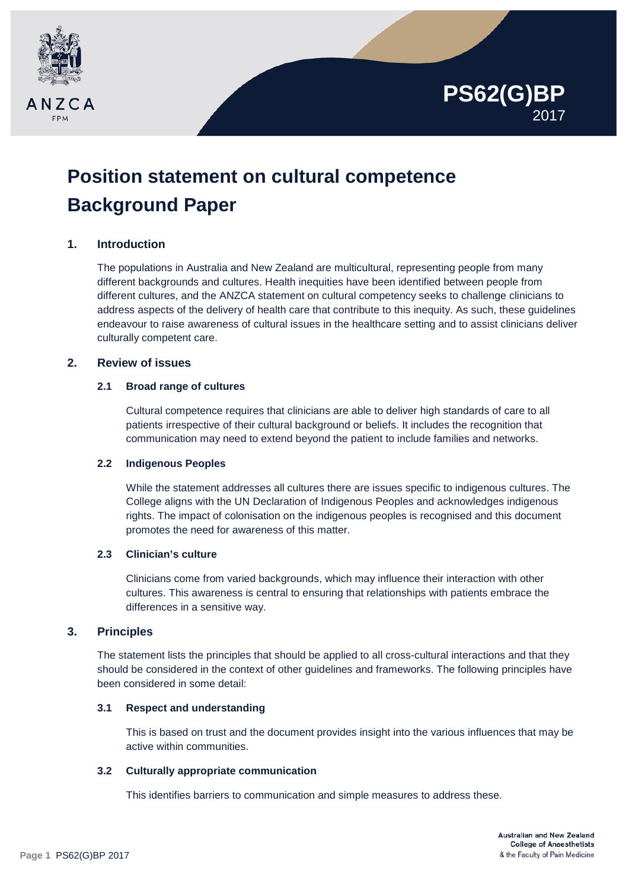PS62(G)BP
2017

# Position statement on cultural competence Background Paper

## 1. Introduction

The populations in Australia and New Zealand are multicultural, representing people from many different backgrounds and cultures. Health inequities have been identified between people from different cultures, and the ANZCA statement on cultural competency seeks to challenge clinicians to address aspects of the delivery of health care that contribute to this inequity. As such, these guidelines endeavour to raise awareness of cultural issues in the healthcare setting and to assist clinicians deliver culturally competent care.

## 2. Review of issues

### 2.1 Broad range of cultures

Cultural competence requires that clinicians are able to deliver high standards of care to all patients irrespective of their cultural background or beliefs. It includes the recognition that communication may need to extend beyond the patient to include families and networks.

### 2.2 Indigenous Peoples

While the statement addresses all cultures there are issues specific to indigenous cultures. The College aligns with the UN Declaration of Indigenous Peoples and acknowledges indigenous rights. The impact of colonisation on the indigenous peoples is recognised and this document promotes the need for awareness of this matter.

### 2.3 Clinician's culture

Clinicians come from varied backgrounds, which may influence their interaction with other cultures. This awareness is central to ensuring that relationships with patients embrace the differences in a sensitive way.

## 3. Principles

The statement lists the principles that should be applied to all cross-cultural interactions and that they should be considered in the context of other guidelines and frameworks. The following principles have been considered in some detail:

### 3.1 Respect and understanding

This is based on trust and the document provides insight into the various influences that may be active within communities.

### 3.2 Culturally appropriate communication

This identifies barriers to communication and simple measures to address these.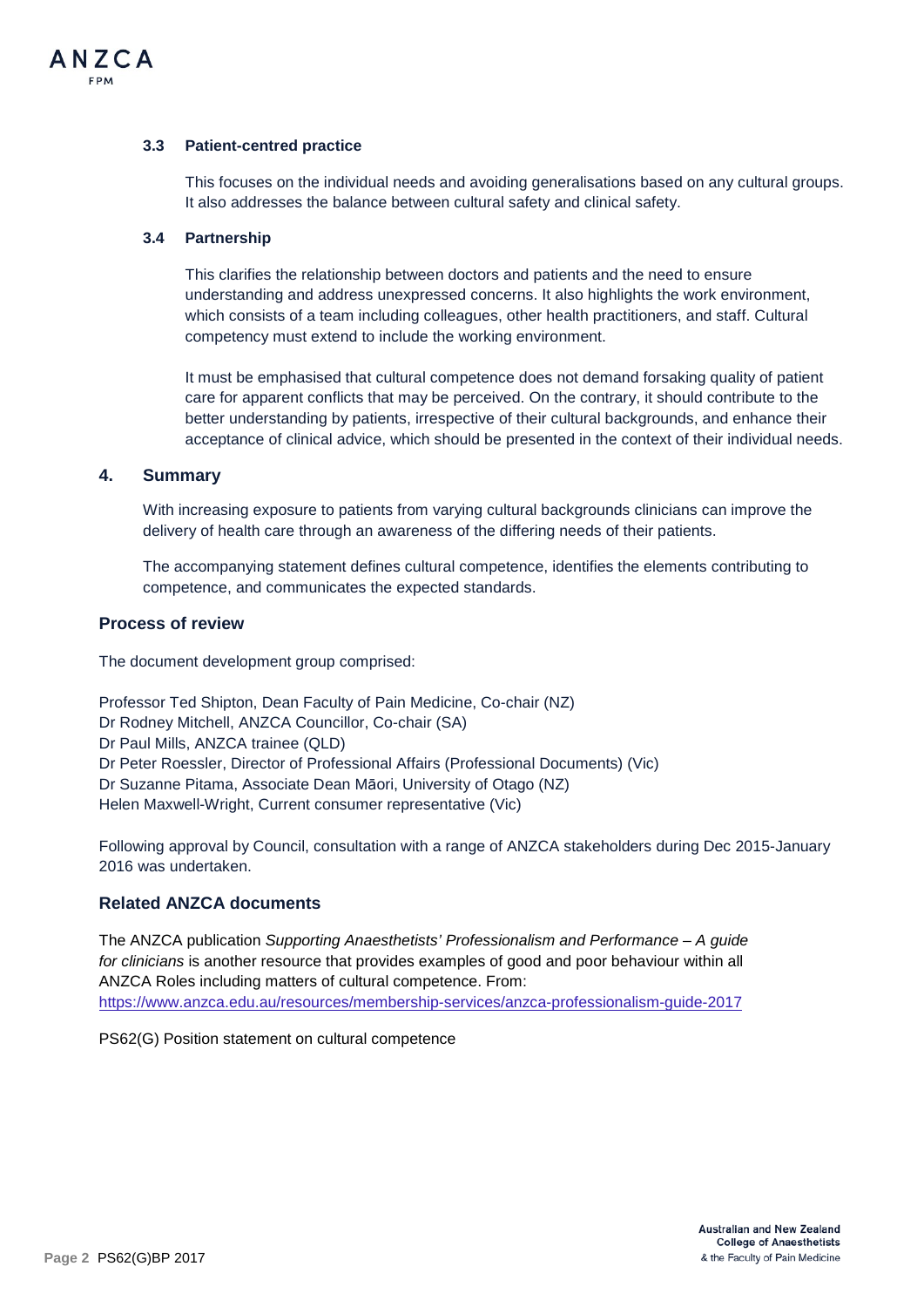### 3.3 Patient-centred practice

This focuses on the individual needs and avoiding generalisations based on any cultural groups. It also addresses the balance between cultural safety and clinical safety.

### 3.4 Partnership

This clarifies the relationship between doctors and patients and the need to ensure understanding and address unexpressed concerns. It also highlights the work environment, which consists of a team including colleagues, other health practitioners, and staff. Cultural competency must extend to include the working environment.

It must be emphasised that cultural competence does not demand forsaking quality of patient care for apparent conflicts that may be perceived. On the contrary, it should contribute to the better understanding by patients, irrespective of their cultural backgrounds, and enhance their acceptance of clinical advice, which should be presented in the context of their individual needs.

## 4. Summary

With increasing exposure to patients from varying cultural backgrounds clinicians can improve the delivery of health care through an awareness of the differing needs of their patients.

The accompanying statement defines cultural competence, identifies the elements contributing to competence, and communicates the expected standards.

## Process of review

The document development group comprised:

Professor Ted Shipton, Dean Faculty of Pain Medicine, Co-chair (NZ)
Dr Rodney Mitchell, ANZCA Councillor, Co-chair (SA)
Dr Paul Mills, ANZCA trainee (QLD)
Dr Peter Roessler, Director of Professional Affairs (Professional Documents) (Vic)
Dr Suzanne Pitama, Associate Dean Māori, University of Otago (NZ)
Helen Maxwell-Wright, Current consumer representative (Vic)

Following approval by Council, consultation with a range of ANZCA stakeholders during Dec 2015-January 2016 was undertaken.

## Related ANZCA documents

The ANZCA publication *Supporting Anaesthetists' Professionalism and Performance – A guide for clinicians* is another resource that provides examples of good and poor behaviour within all ANZCA Roles including matters of cultural competence. From: https://www.anzca.edu.au/resources/membership-services/anzca-professionalism-guide-2017

PS62(G) Position statement on cultural competence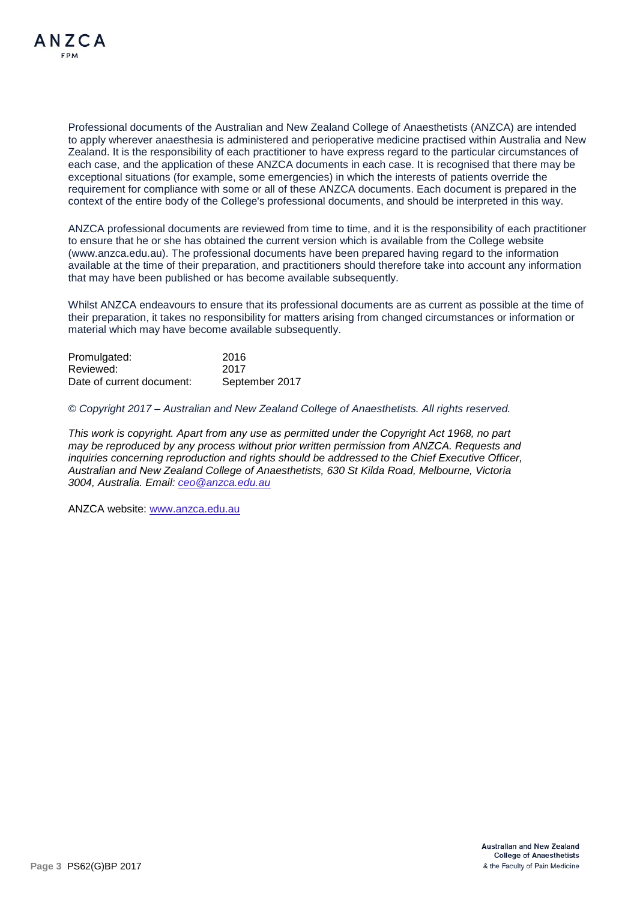Professional documents of the Australian and New Zealand College of Anaesthetists (ANZCA) are intended to apply wherever anaesthesia is administered and perioperative medicine practised within Australia and New Zealand. It is the responsibility of each practitioner to have express regard to the particular circumstances of each case, and the application of these ANZCA documents in each case. It is recognised that there may be exceptional situations (for example, some emergencies) in which the interests of patients override the requirement for compliance with some or all of these ANZCA documents. Each document is prepared in the context of the entire body of the College's professional documents, and should be interpreted in this way.

ANZCA professional documents are reviewed from time to time, and it is the responsibility of each practitioner to ensure that he or she has obtained the current version which is available from the College website (www.anzca.edu.au). The professional documents have been prepared having regard to the information available at the time of their preparation, and practitioners should therefore take into account any information that may have been published or has become available subsequently.

Whilst ANZCA endeavours to ensure that its professional documents are as current as possible at the time of their preparation, it takes no responsibility for matters arising from changed circumstances or information or material which may have become available subsequently.

| | |
|---|---|
| Promulgated: | 2016 |
| Reviewed: | 2017 |
| Date of current document: | September 2017 |

*© Copyright 2017 – Australian and New Zealand College of Anaesthetists. All rights reserved.*

*This work is copyright. Apart from any use as permitted under the Copyright Act 1968, no part may be reproduced by any process without prior written permission from ANZCA. Requests and inquiries concerning reproduction and rights should be addressed to the Chief Executive Officer, Australian and New Zealand College of Anaesthetists, 630 St Kilda Road, Melbourne, Victoria 3004, Australia. Email: ceo@anzca.edu.au*

ANZCA website: www.anzca.edu.au